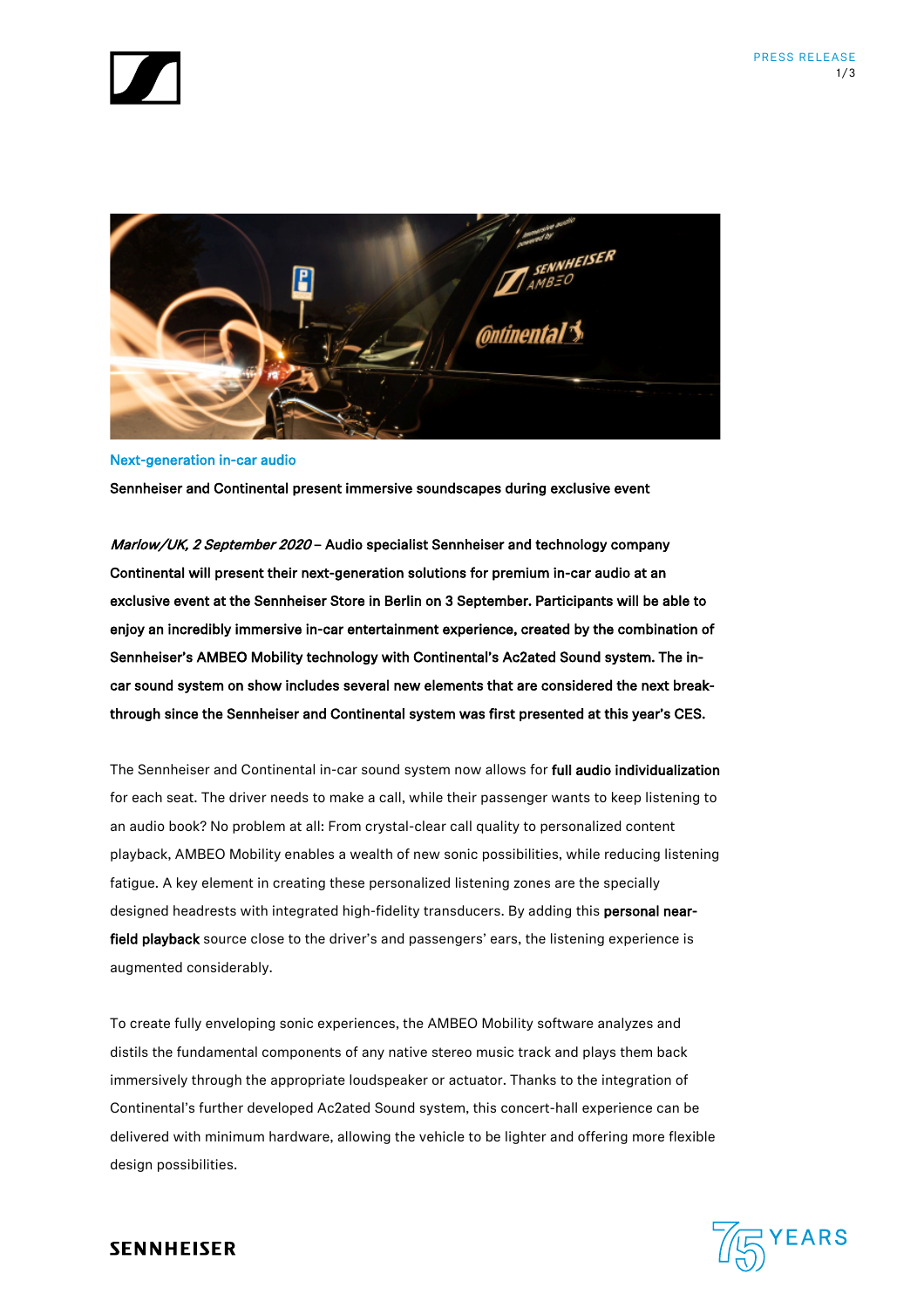## Next-generation in-car audio

**Sennheiser and Continental present immersive soundscapes during exclusive event**

***Marlow/UK, 2 September 2020* – Audio specialist Sennheiser and technology company Continental will present their next-generation solutions for premium in-car audio at an exclusive event at the Sennheiser Store in Berlin on 3 September. Participants will be able to enjoy an incredibly immersive in-car entertainment experience, created by the combination of Sennheiser's AMBEO Mobility technology with Continental's Ac2ated Sound system. The in-car sound system on show includes several new elements that are considered the next break-through since the Sennheiser and Continental system was first presented at this year's CES.**

The Sennheiser and Continental in-car sound system now allows for **full audio individualization** for each seat. The driver needs to make a call, while their passenger wants to keep listening to an audio book? No problem at all: From crystal-clear call quality to personalized content playback, AMBEO Mobility enables a wealth of new sonic possibilities, while reducing listening fatigue. A key element in creating these personalized listening zones are the specially designed headrests with integrated high-fidelity transducers. By adding this **personal near-field playback** source close to the driver's and passengers' ears, the listening experience is augmented considerably.

To create fully enveloping sonic experiences, the AMBEO Mobility software analyzes and distils the fundamental components of any native stereo music track and plays them back immersively through the appropriate loudspeaker or actuator. Thanks to the integration of Continental's further developed Ac2ated Sound system, this concert-hall experience can be delivered with minimum hardware, allowing the vehicle to be lighter and offering more flexible design possibilities.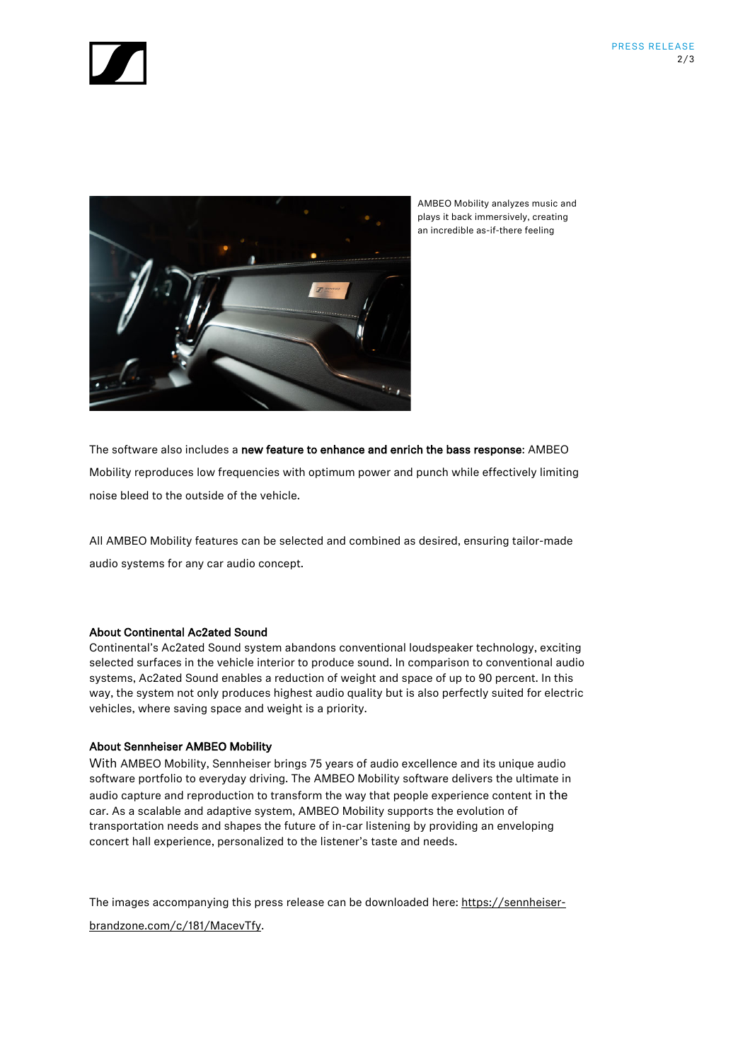AMBEO Mobility analyzes music and plays it back immersively, creating an incredible as-if-there feeling

The software also includes a **new feature to enhance and enrich the bass response**: AMBEO Mobility reproduces low frequencies with optimum power and punch while effectively limiting noise bleed to the outside of the vehicle.

All AMBEO Mobility features can be selected and combined as desired, ensuring tailor-made audio systems for any car audio concept.

**About Continental Ac2ated Sound**

Continental's Ac2ated Sound system abandons conventional loudspeaker technology, exciting selected surfaces in the vehicle interior to produce sound. In comparison to conventional audio systems, Ac2ated Sound enables a reduction of weight and space of up to 90 percent. In this way, the system not only produces highest audio quality but is also perfectly suited for electric vehicles, where saving space and weight is a priority.

**About Sennheiser AMBEO Mobility**

With AMBEO Mobility, Sennheiser brings 75 years of audio excellence and its unique audio software portfolio to everyday driving. The AMBEO Mobility software delivers the ultimate in audio capture and reproduction to transform the way that people experience content in the car. As a scalable and adaptive system, AMBEO Mobility supports the evolution of transportation needs and shapes the future of in-car listening by providing an enveloping concert hall experience, personalized to the listener's taste and needs.

The images accompanying this press release can be downloaded here: https://sennheiser-brandzone.com/c/181/MacevTfy.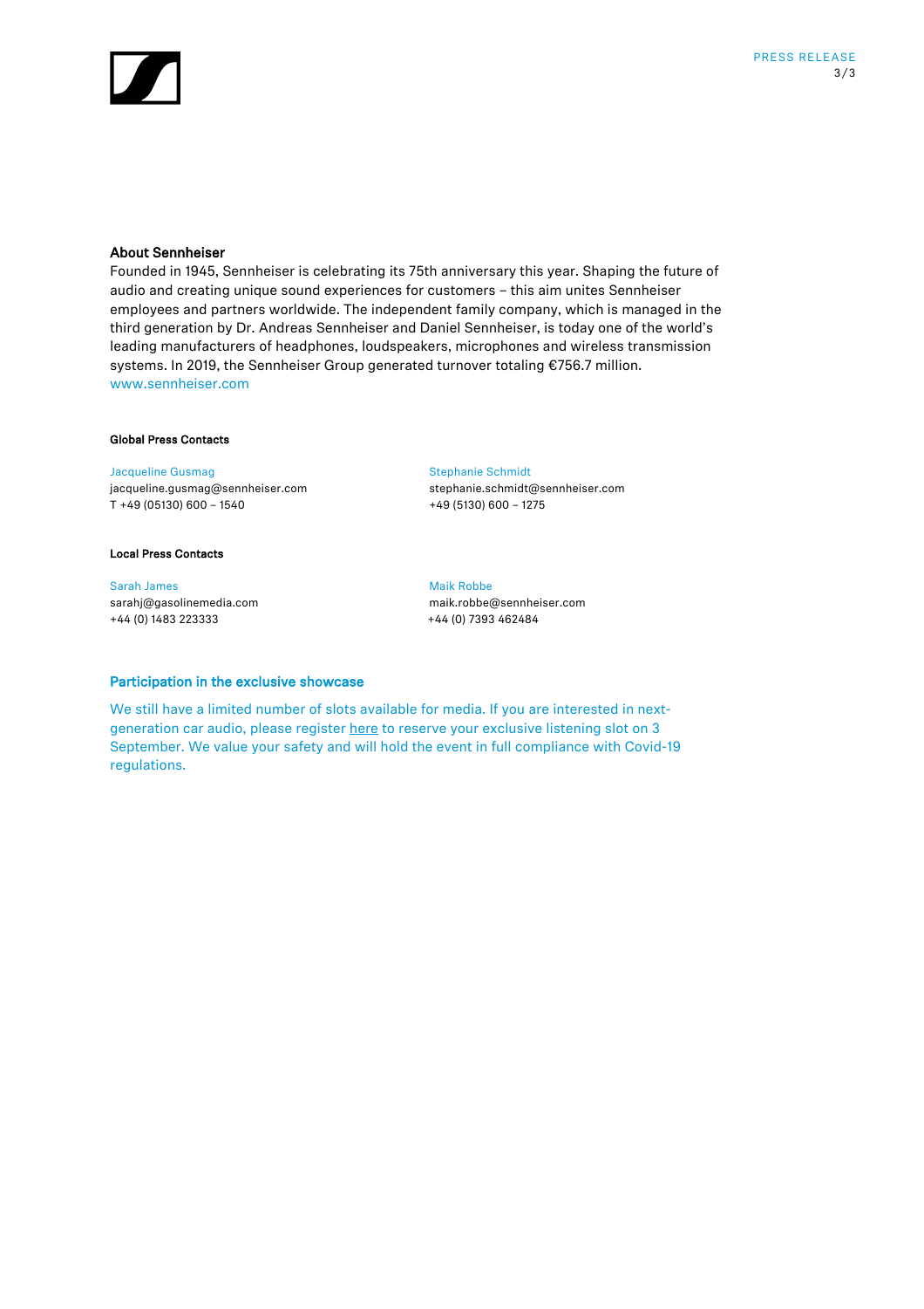## About Sennheiser

Founded in 1945, Sennheiser is celebrating its 75th anniversary this year. Shaping the future of audio and creating unique sound experiences for customers – this aim unites Sennheiser employees and partners worldwide. The independent family company, which is managed in the third generation by Dr. Andreas Sennheiser and Daniel Sennheiser, is today one of the world's leading manufacturers of headphones, loudspeakers, microphones and wireless transmission systems. In 2019, the Sennheiser Group generated turnover totaling €756.7 million.
www.sennheiser.com

#### Global Press Contacts

Jacqueline Gusmag
jacqueline.gusmag@sennheiser.com
T +49 (05130) 600 – 1540

Stephanie Schmidt
stephanie.schmidt@sennheiser.com
+49 (5130) 600 – 1275

#### Local Press Contacts

Sarah James
sarahj@gasolinemedia.com
+44 (0) 1483 223333

Maik Robbe
maik.robbe@sennheiser.com
+44 (0) 7393 462484

### Participation in the exclusive showcase

We still have a limited number of slots available for media. If you are interested in next-generation car audio, please register here to reserve your exclusive listening slot on 3 September. We value your safety and will hold the event in full compliance with Covid-19 regulations.